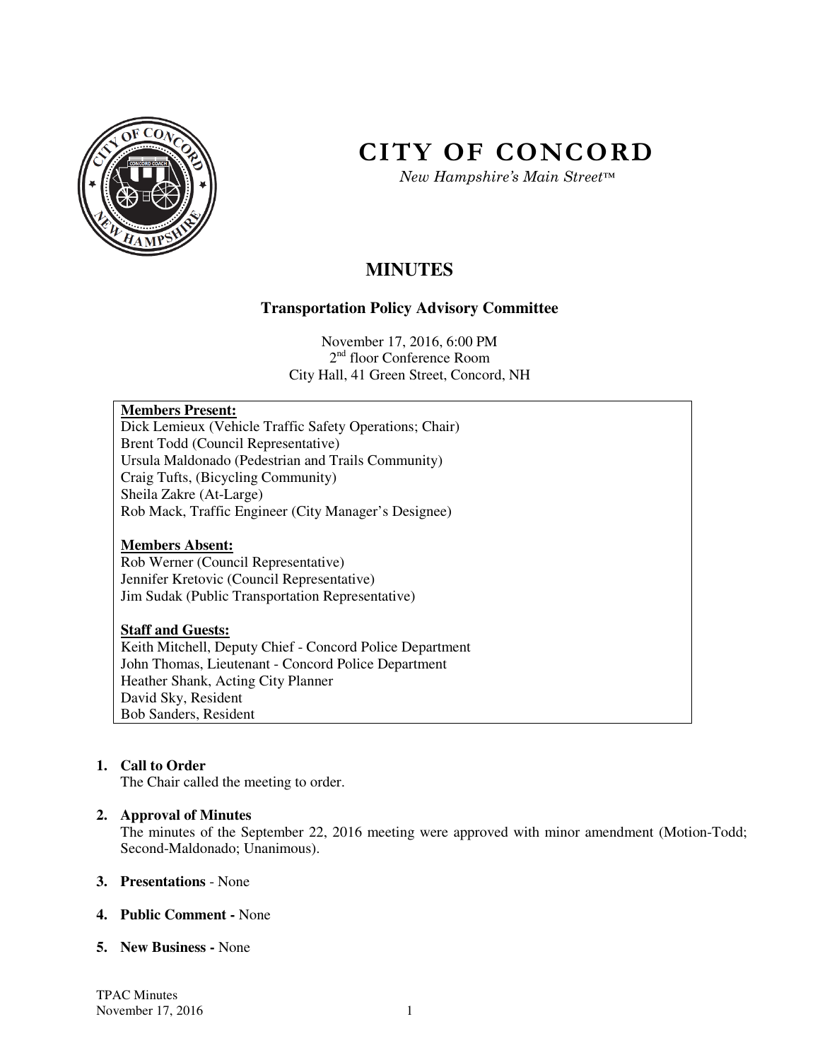# CITY OF CONCORD

*New Hampshire's Main Street™*

## MINUTES

### Transportation Policy Advisory Committee

November 17, 2016, 6:00 PM
2nd floor Conference Room
City Hall, 41 Green Street, Concord, NH

**Members Present:**
Dick Lemieux (Vehicle Traffic Safety Operations; Chair)
Brent Todd (Council Representative)
Ursula Maldonado (Pedestrian and Trails Community)
Craig Tufts, (Bicycling Community)
Sheila Zakre (At-Large)
Rob Mack, Traffic Engineer (City Manager's Designee)

**Members Absent:**
Rob Werner (Council Representative)
Jennifer Kretovic (Council Representative)
Jim Sudak (Public Transportation Representative)

**Staff and Guests:**
Keith Mitchell, Deputy Chief - Concord Police Department
John Thomas, Lieutenant - Concord Police Department
Heather Shank, Acting City Planner
David Sky, Resident
Bob Sanders, Resident

1. **Call to Order**
   The Chair called the meeting to order.

2. **Approval of Minutes**
   The minutes of the September 22, 2016 meeting were approved with minor amendment (Motion-Todd; Second-Maldonado; Unanimous).

3. **Presentations** - None

4. **Public Comment -** None

5. **New Business -** None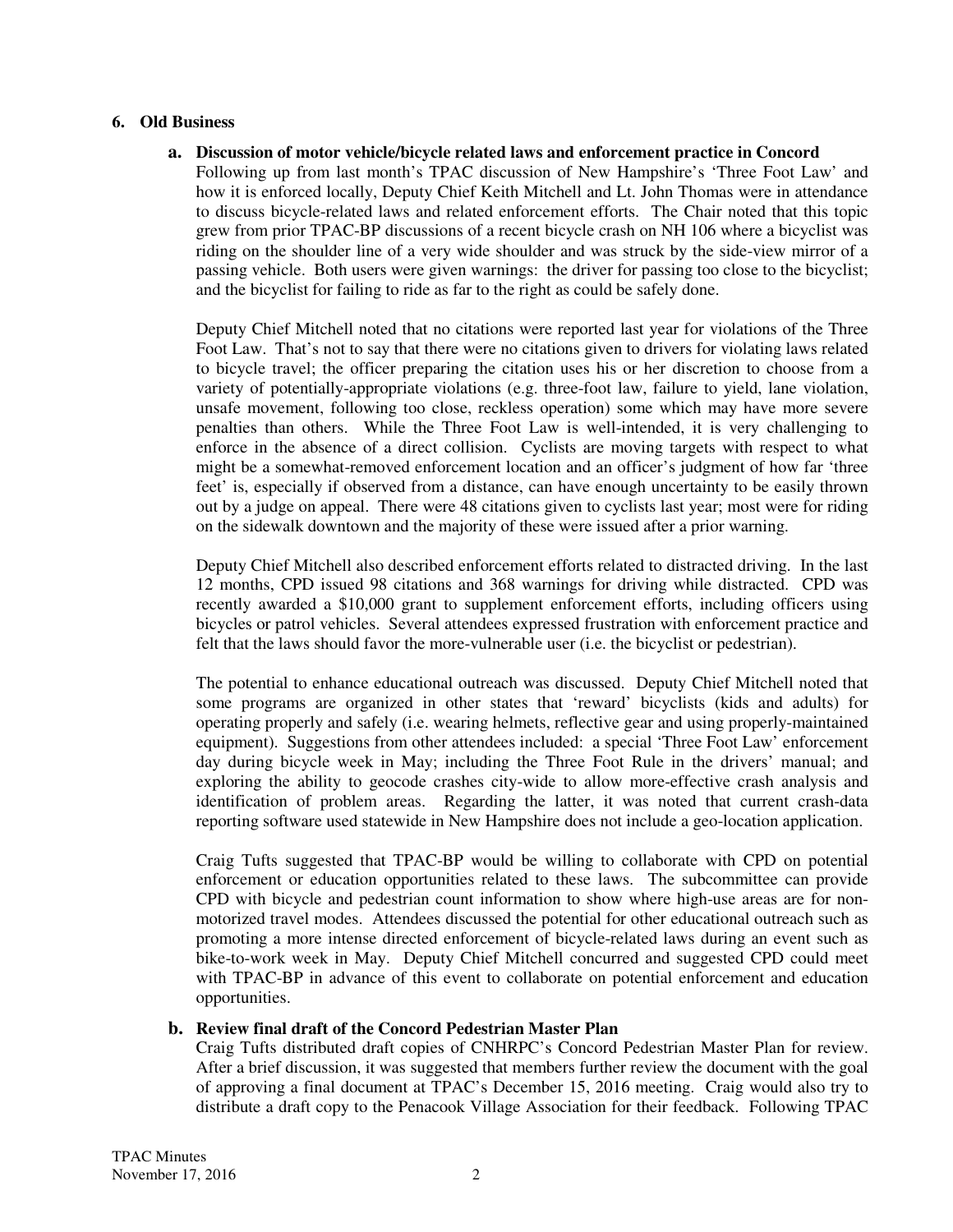## 6. Old Business

### a. Discussion of motor vehicle/bicycle related laws and enforcement practice in Concord

Following up from last month's TPAC discussion of New Hampshire's 'Three Foot Law' and how it is enforced locally, Deputy Chief Keith Mitchell and Lt. John Thomas were in attendance to discuss bicycle-related laws and related enforcement efforts. The Chair noted that this topic grew from prior TPAC-BP discussions of a recent bicycle crash on NH 106 where a bicyclist was riding on the shoulder line of a very wide shoulder and was struck by the side-view mirror of a passing vehicle. Both users were given warnings: the driver for passing too close to the bicyclist; and the bicyclist for failing to ride as far to the right as could be safely done.

Deputy Chief Mitchell noted that no citations were reported last year for violations of the Three Foot Law. That's not to say that there were no citations given to drivers for violating laws related to bicycle travel; the officer preparing the citation uses his or her discretion to choose from a variety of potentially-appropriate violations (e.g. three-foot law, failure to yield, lane violation, unsafe movement, following too close, reckless operation) some which may have more severe penalties than others. While the Three Foot Law is well-intended, it is very challenging to enforce in the absence of a direct collision. Cyclists are moving targets with respect to what might be a somewhat-removed enforcement location and an officer's judgment of how far 'three feet' is, especially if observed from a distance, can have enough uncertainty to be easily thrown out by a judge on appeal. There were 48 citations given to cyclists last year; most were for riding on the sidewalk downtown and the majority of these were issued after a prior warning.

Deputy Chief Mitchell also described enforcement efforts related to distracted driving. In the last 12 months, CPD issued 98 citations and 368 warnings for driving while distracted. CPD was recently awarded a $10,000 grant to supplement enforcement efforts, including officers using bicycles or patrol vehicles. Several attendees expressed frustration with enforcement practice and felt that the laws should favor the more-vulnerable user (i.e. the bicyclist or pedestrian).

The potential to enhance educational outreach was discussed. Deputy Chief Mitchell noted that some programs are organized in other states that 'reward' bicyclists (kids and adults) for operating properly and safely (i.e. wearing helmets, reflective gear and using properly-maintained equipment). Suggestions from other attendees included: a special 'Three Foot Law' enforcement day during bicycle week in May; including the Three Foot Rule in the drivers' manual; and exploring the ability to geocode crashes city-wide to allow more-effective crash analysis and identification of problem areas. Regarding the latter, it was noted that current crash-data reporting software used statewide in New Hampshire does not include a geo-location application.

Craig Tufts suggested that TPAC-BP would be willing to collaborate with CPD on potential enforcement or education opportunities related to these laws. The subcommittee can provide CPD with bicycle and pedestrian count information to show where high-use areas are for non-motorized travel modes. Attendees discussed the potential for other educational outreach such as promoting a more intense directed enforcement of bicycle-related laws during an event such as bike-to-work week in May. Deputy Chief Mitchell concurred and suggested CPD could meet with TPAC-BP in advance of this event to collaborate on potential enforcement and education opportunities.

### b. Review final draft of the Concord Pedestrian Master Plan

Craig Tufts distributed draft copies of CNHRPC's Concord Pedestrian Master Plan for review. After a brief discussion, it was suggested that members further review the document with the goal of approving a final document at TPAC's December 15, 2016 meeting. Craig would also try to distribute a draft copy to the Penacook Village Association for their feedback. Following TPAC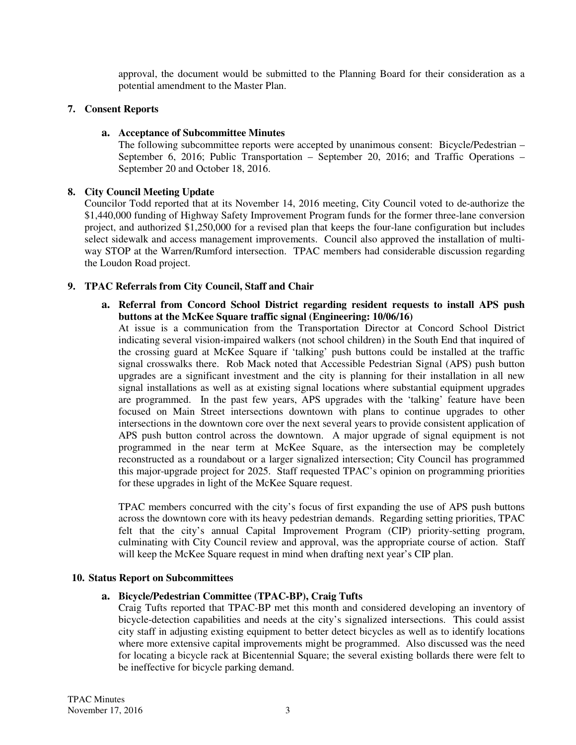approval, the document would be submitted to the Planning Board for their consideration as a potential amendment to the Master Plan.

## 7. Consent Reports

### a. Acceptance of Subcommittee Minutes

The following subcommittee reports were accepted by unanimous consent: Bicycle/Pedestrian – September 6, 2016; Public Transportation – September 20, 2016; and Traffic Operations – September 20 and October 18, 2016.

## 8. City Council Meeting Update

Councilor Todd reported that at its November 14, 2016 meeting, City Council voted to de-authorize the $1,440,000 funding of Highway Safety Improvement Program funds for the former three-lane conversion project, and authorized $1,250,000 for a revised plan that keeps the four-lane configuration but includes select sidewalk and access management improvements. Council also approved the installation of multi-way STOP at the Warren/Rumford intersection. TPAC members had considerable discussion regarding the Loudon Road project.

## 9. TPAC Referrals from City Council, Staff and Chair

### a. Referral from Concord School District regarding resident requests to install APS push buttons at the McKee Square traffic signal (Engineering: 10/06/16)

At issue is a communication from the Transportation Director at Concord School District indicating several vision-impaired walkers (not school children) in the South End that inquired of the crossing guard at McKee Square if 'talking' push buttons could be installed at the traffic signal crosswalks there. Rob Mack noted that Accessible Pedestrian Signal (APS) push button upgrades are a significant investment and the city is planning for their installation in all new signal installations as well as at existing signal locations where substantial equipment upgrades are programmed. In the past few years, APS upgrades with the 'talking' feature have been focused on Main Street intersections downtown with plans to continue upgrades to other intersections in the downtown core over the next several years to provide consistent application of APS push button control across the downtown. A major upgrade of signal equipment is not programmed in the near term at McKee Square, as the intersection may be completely reconstructed as a roundabout or a larger signalized intersection; City Council has programmed this major-upgrade project for 2025. Staff requested TPAC's opinion on programming priorities for these upgrades in light of the McKee Square request.

TPAC members concurred with the city's focus of first expanding the use of APS push buttons across the downtown core with its heavy pedestrian demands. Regarding setting priorities, TPAC felt that the city's annual Capital Improvement Program (CIP) priority-setting program, culminating with City Council review and approval, was the appropriate course of action. Staff will keep the McKee Square request in mind when drafting next year's CIP plan.

## 10. Status Report on Subcommittees

### a. Bicycle/Pedestrian Committee (TPAC-BP), Craig Tufts

Craig Tufts reported that TPAC-BP met this month and considered developing an inventory of bicycle-detection capabilities and needs at the city's signalized intersections. This could assist city staff in adjusting existing equipment to better detect bicycles as well as to identify locations where more extensive capital improvements might be programmed. Also discussed was the need for locating a bicycle rack at Bicentennial Square; the several existing bollards there were felt to be ineffective for bicycle parking demand.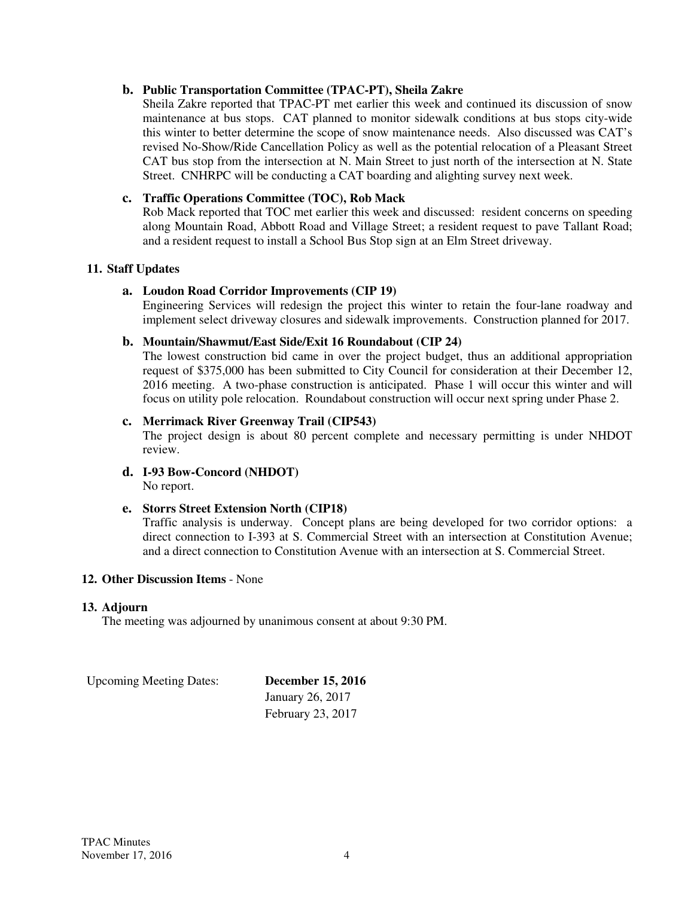**b. Public Transportation Committee (TPAC-PT), Sheila Zakre**

Sheila Zakre reported that TPAC-PT met earlier this week and continued its discussion of snow maintenance at bus stops. CAT planned to monitor sidewalk conditions at bus stops city-wide this winter to better determine the scope of snow maintenance needs. Also discussed was CAT's revised No-Show/Ride Cancellation Policy as well as the potential relocation of a Pleasant Street CAT bus stop from the intersection at N. Main Street to just north of the intersection at N. State Street. CNHRPC will be conducting a CAT boarding and alighting survey next week.

**c. Traffic Operations Committee (TOC), Rob Mack**

Rob Mack reported that TOC met earlier this week and discussed: resident concerns on speeding along Mountain Road, Abbott Road and Village Street; a resident request to pave Tallant Road; and a resident request to install a School Bus Stop sign at an Elm Street driveway.

**11. Staff Updates**

**a. Loudon Road Corridor Improvements (CIP 19)**

Engineering Services will redesign the project this winter to retain the four-lane roadway and implement select driveway closures and sidewalk improvements. Construction planned for 2017.

**b. Mountain/Shawmut/East Side/Exit 16 Roundabout (CIP 24)**

The lowest construction bid came in over the project budget, thus an additional appropriation request of $375,000 has been submitted to City Council for consideration at their December 12, 2016 meeting. A two-phase construction is anticipated. Phase 1 will occur this winter and will focus on utility pole relocation. Roundabout construction will occur next spring under Phase 2.

**c. Merrimack River Greenway Trail (CIP543)**

The project design is about 80 percent complete and necessary permitting is under NHDOT review.

**d. I-93 Bow-Concord (NHDOT)**

No report.

**e. Storrs Street Extension North (CIP18)**

Traffic analysis is underway. Concept plans are being developed for two corridor options: a direct connection to I-393 at S. Commercial Street with an intersection at Constitution Avenue; and a direct connection to Constitution Avenue with an intersection at S. Commercial Street.

**12. Other Discussion Items** - None

**13. Adjourn**

The meeting was adjourned by unanimous consent at about 9:30 PM.

Upcoming Meeting Dates: **December 15, 2016**
January 26, 2017
February 23, 2017